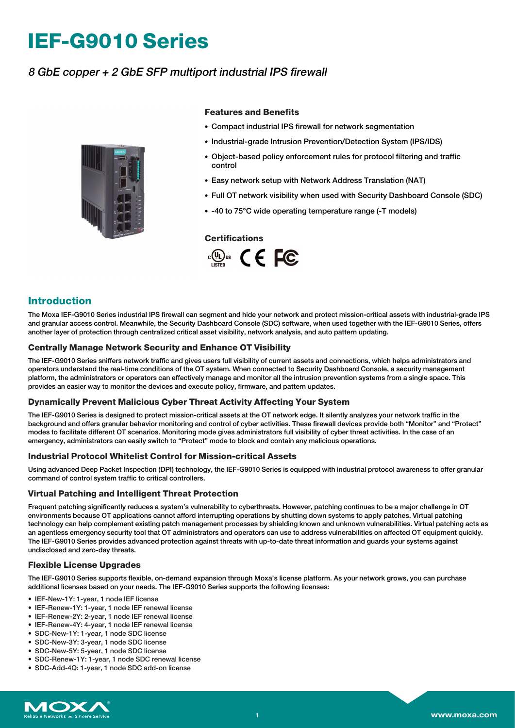# IEF-G9010 Series

*8 GbE copper + 2 GbE SFP multiport industrial IPS firewall*

### Features and Benefits

- Compact industrial IPS firewall for network segmentation
- Industrial-grade Intrusion Prevention/Detection System (IPS/IDS)
- Object-based policy enforcement rules for protocol filtering and traffic control
- Easy network setup with Network Address Translation (NAT)
- Full OT network visibility when used with Security Dashboard Console (SDC)
- -40 to 75°C wide operating temperature range (-T models)

### Certifications

## Introduction

The Moxa IEF-G9010 Series industrial IPS firewall can segment and hide your network and protect mission-critical assets with industrial-grade IPS and granular access control. Meanwhile, the Security Dashboard Console (SDC) software, when used together with the IEF-G9010 Series, offers another layer of protection through centralized critical asset visibility, network analysis, and auto pattern updating.

### Centrally Manage Network Security and Enhance OT Visibility

The IEF-G9010 Series sniffers network traffic and gives users full visibility of current assets and connections, which helps administrators and operators understand the real-time conditions of the OT system. When connected to Security Dashboard Console, a security management platform, the administrators or operators can effectively manage and monitor all the intrusion prevention systems from a single space. This provides an easier way to monitor the devices and execute policy, firmware, and pattern updates.

### Dynamically Prevent Malicious Cyber Threat Activity Affecting Your System

The IEF-G9010 Series is designed to protect mission-critical assets at the OT network edge. It silently analyzes your network traffic in the background and offers granular behavior monitoring and control of cyber activities. These firewall devices provide both "Monitor" and "Protect" modes to facilitate different OT scenarios. Monitoring mode gives administrators full visibility of cyber threat activities. In the case of an emergency, administrators can easily switch to "Protect" mode to block and contain any malicious operations.

### Industrial Protocol Whitelist Control for Mission-critical Assets

Using advanced Deep Packet Inspection (DPI) technology, the IEF-G9010 Series is equipped with industrial protocol awareness to offer granular command of control system traffic to critical controllers.

### Virtual Patching and Intelligent Threat Protection

Frequent patching significantly reduces a system's vulnerability to cyberthreats. However, patching continues to be a major challenge in OT environments because OT applications cannot afford interrupting operations by shutting down systems to apply patches. Virtual patching technology can help complement existing patch management processes by shielding known and unknown vulnerabilities. Virtual patching acts as an agentless emergency security tool that OT administrators and operators can use to address vulnerabilities on affected OT equipment quickly. The IEF-G9010 Series provides advanced protection against threats with up-to-date threat information and guards your systems against undisclosed and zero-day threats.

### Flexible License Upgrades

The IEF-G9010 Series supports flexible, on-demand expansion through Moxa's license platform. As your network grows, you can purchase additional licenses based on your needs. The IEF-G9010 Series supports the following licenses:

- IEF-New-1Y: 1-year, 1 node IEF license
- IEF-Renew-1Y: 1-year, 1 node IEF renewal license
- IEF-Renew-2Y: 2-year, 1 node IEF renewal license
- IEF-Renew-4Y: 4-year, 1 node IEF renewal license
- SDC-New-1Y: 1-year, 1 node SDC license
- SDC-New-3Y: 3-year, 1 node SDC license
- SDC-New-5Y: 5-year, 1 node SDC license
- SDC-Renew-1Y: 1-year, 1 node SDC renewal license
- SDC-Add-4Q: 1-year, 1 node SDC add-on license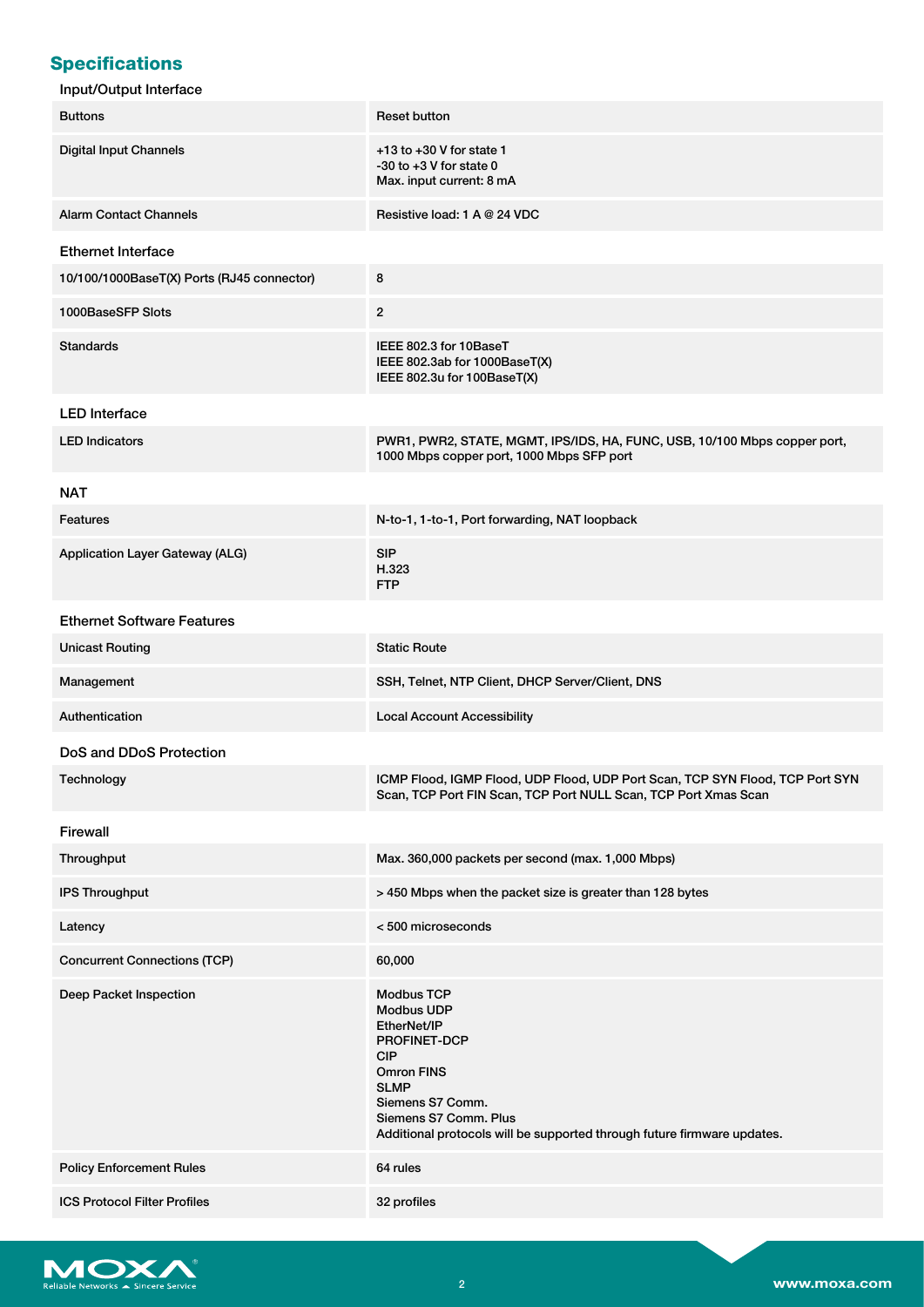## Specifications

### Input/Output Interface

| | |
|---|---|
| Buttons | Reset button |
| Digital Input Channels | +13 to +30 V for state 1<br>-30 to +3 V for state 0<br>Max. input current: 8 mA |
| Alarm Contact Channels | Resistive load: 1 A @ 24 VDC |

### Ethernet Interface

| | |
|---|---|
| 10/100/1000BaseT(X) Ports (RJ45 connector) | 8 |
| 1000BaseSFP Slots | 2 |
| Standards | IEEE 802.3 for 10BaseT<br>IEEE 802.3ab for 1000BaseT(X)<br>IEEE 802.3u for 100BaseT(X) |

### LED Interface

| | |
|---|---|
| LED Indicators | PWR1, PWR2, STATE, MGMT, IPS/IDS, HA, FUNC, USB, 10/100 Mbps copper port, 1000 Mbps copper port, 1000 Mbps SFP port |

### NAT

| | |
|---|---|
| Features | N-to-1, 1-to-1, Port forwarding, NAT loopback |
| Application Layer Gateway (ALG) | SIP<br>H.323<br>FTP |

### Ethernet Software Features

| | |
|---|---|
| Unicast Routing | Static Route |
| Management | SSH, Telnet, NTP Client, DHCP Server/Client, DNS |
| Authentication | Local Account Accessibility |

### DoS and DDoS Protection

| | |
|---|---|
| Technology | ICMP Flood, IGMP Flood, UDP Flood, UDP Port Scan, TCP SYN Flood, TCP Port SYN Scan, TCP Port FIN Scan, TCP Port NULL Scan, TCP Port Xmas Scan |

### Firewall

| | |
|---|---|
| Throughput | Max. 360,000 packets per second (max. 1,000 Mbps) |
| IPS Throughput | > 450 Mbps when the packet size is greater than 128 bytes |
| Latency | < 500 microseconds |
| Concurrent Connections (TCP) | 60,000 |
| Deep Packet Inspection | Modbus TCP<br>Modbus UDP<br>EtherNet/IP<br>PROFINET-DCP<br>CIP<br>Omron FINS<br>SLMP<br>Siemens S7 Comm.<br>Siemens S7 Comm. Plus<br>Additional protocols will be supported through future firmware updates. |
| Policy Enforcement Rules | 64 rules |
| ICS Protocol Filter Profiles | 32 profiles |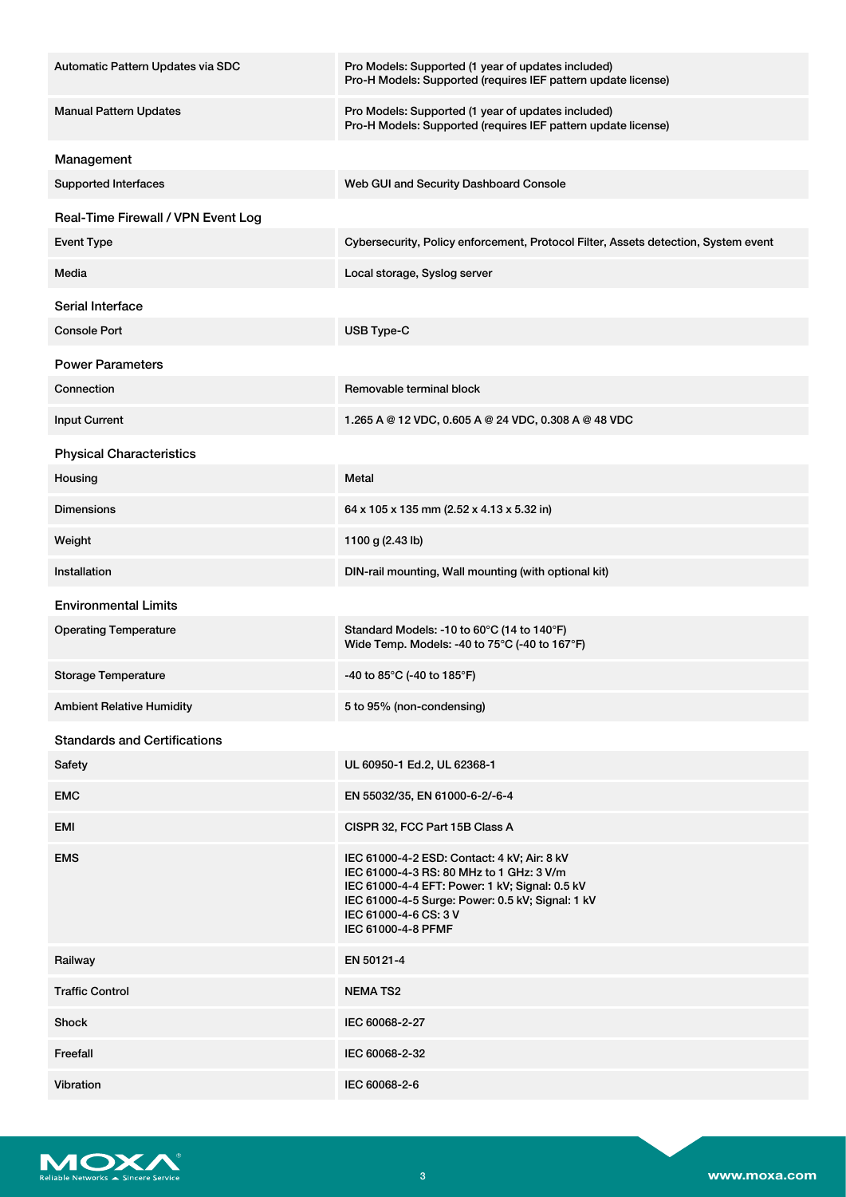| | |
|---|---|
| Automatic Pattern Updates via SDC | Pro Models: Supported (1 year of updates included)<br>Pro-H Models: Supported (requires IEF pattern update license) |
| Manual Pattern Updates | Pro Models: Supported (1 year of updates included)<br>Pro-H Models: Supported (requires IEF pattern update license) |

## Management

| | |
|---|---|
| Supported Interfaces | Web GUI and Security Dashboard Console |

## Real-Time Firewall / VPN Event Log

| | |
|---|---|
| Event Type | Cybersecurity, Policy enforcement, Protocol Filter, Assets detection, System event |
| Media | Local storage, Syslog server |

## Serial Interface

| | |
|---|---|
| Console Port | USB Type-C |

## Power Parameters

| | |
|---|---|
| Connection | Removable terminal block |
| Input Current | 1.265 A @ 12 VDC, 0.605 A @ 24 VDC, 0.308 A @ 48 VDC |

## Physical Characteristics

| | |
|---|---|
| Housing | Metal |
| Dimensions | 64 x 105 x 135 mm (2.52 x 4.13 x 5.32 in) |
| Weight | 1100 g (2.43 lb) |
| Installation | DIN-rail mounting, Wall mounting (with optional kit) |

## Environmental Limits

| | |
|---|---|
| Operating Temperature | Standard Models: -10 to 60°C (14 to 140°F)<br>Wide Temp. Models: -40 to 75°C (-40 to 167°F) |
| Storage Temperature | -40 to 85°C (-40 to 185°F) |
| Ambient Relative Humidity | 5 to 95% (non-condensing) |

## Standards and Certifications

| | |
|---|---|
| Safety | UL 60950-1 Ed.2, UL 62368-1 |
| EMC | EN 55032/35, EN 61000-6-2/-6-4 |
| EMI | CISPR 32, FCC Part 15B Class A |
| EMS | IEC 61000-4-2 ESD: Contact: 4 kV; Air: 8 kV<br>IEC 61000-4-3 RS: 80 MHz to 1 GHz: 3 V/m<br>IEC 61000-4-4 EFT: Power: 1 kV; Signal: 0.5 kV<br>IEC 61000-4-5 Surge: Power: 0.5 kV; Signal: 1 kV<br>IEC 61000-4-6 CS: 3 V<br>IEC 61000-4-8 PFMF |
| Railway | EN 50121-4 |
| Traffic Control | NEMA TS2 |
| Shock | IEC 60068-2-27 |
| Freefall | IEC 60068-2-32 |
| Vibration | IEC 60068-2-6 |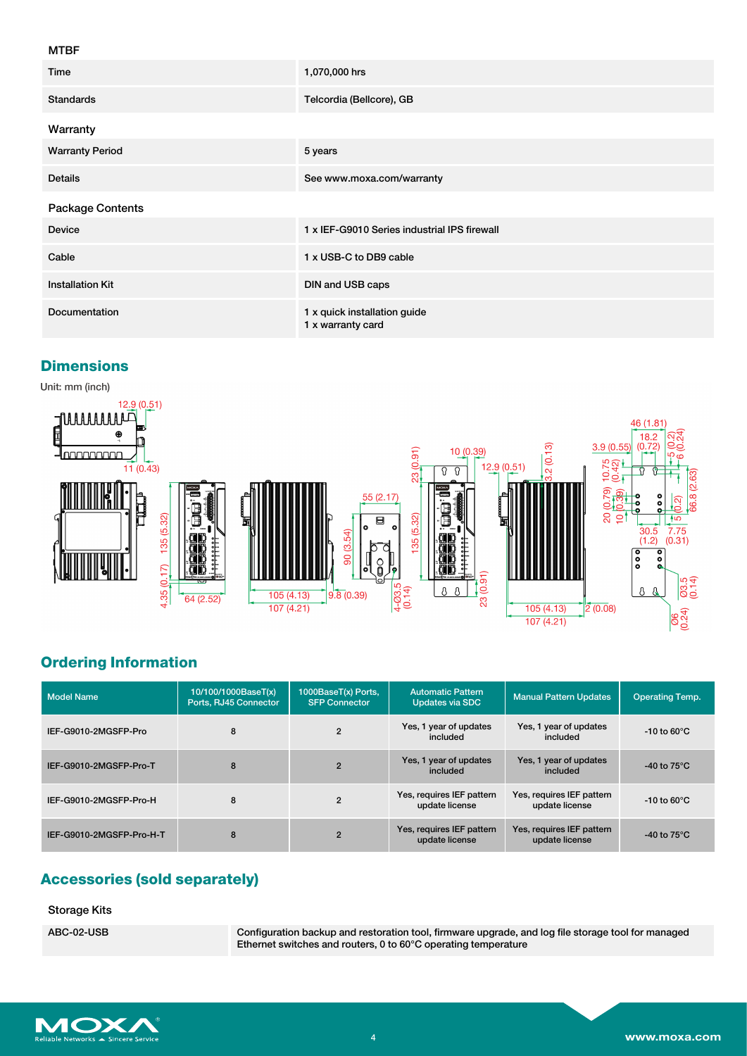### MTBF

| | |
|---|---|
| Time | 1,070,000 hrs |
| Standards | Telcordia (Bellcore), GB |

### Warranty

| | |
|---|---|
| Warranty Period | 5 years |
| Details | See www.moxa.com/warranty |

### Package Contents

| | |
|---|---|
| Device | 1 x IEF-G9010 Series industrial IPS firewall |
| Cable | 1 x USB-C to DB9 cable |
| Installation Kit | DIN and USB caps |
| Documentation | 1 x quick installation guide<br>1 x warranty card |

## Dimensions

Unit: mm (inch)

## Ordering Information

| Model Name | 10/100/1000BaseT(x) Ports, RJ45 Connector | 1000BaseT(x) Ports, SFP Connector | Automatic Pattern Updates via SDC | Manual Pattern Updates | Operating Temp. |
|---|---|---|---|---|---|
| IEF-G9010-2MGSFP-Pro | 8 | 2 | Yes, 1 year of updates included | Yes, 1 year of updates included | -10 to 60°C |
| IEF-G9010-2MGSFP-Pro-T | 8 | 2 | Yes, 1 year of updates included | Yes, 1 year of updates included | -40 to 75°C |
| IEF-G9010-2MGSFP-Pro-H | 8 | 2 | Yes, requires IEF pattern update license | Yes, requires IEF pattern update license | -10 to 60°C |
| IEF-G9010-2MGSFP-Pro-H-T | 8 | 2 | Yes, requires IEF pattern update license | Yes, requires IEF pattern update license | -40 to 75°C |

## Accessories (sold separately)

### Storage Kits

| | |
|---|---|
| ABC-02-USB | Configuration backup and restoration tool, firmware upgrade, and log file storage tool for managed Ethernet switches and routers, 0 to 60°C operating temperature |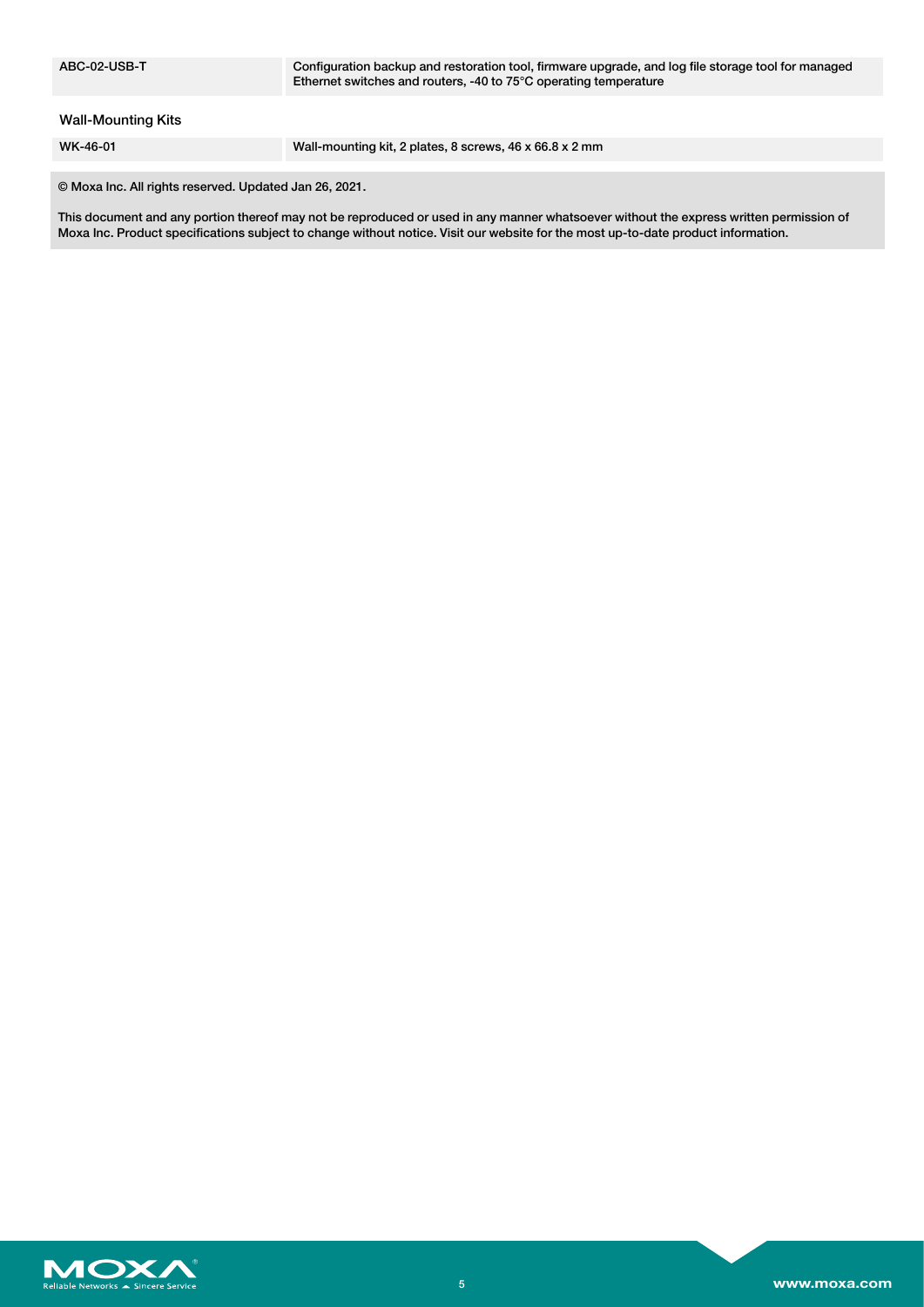| | |
|---|---|
| ABC-02-USB-T | Configuration backup and restoration tool, firmware upgrade, and log file storage tool for managed Ethernet switches and routers, -40 to 75°C operating temperature |

### Wall-Mounting Kits

| | |
|---|---|
| WK-46-01 | Wall-mounting kit, 2 plates, 8 screws, 46 x 66.8 x 2 mm |

© Moxa Inc. All rights reserved. Updated Jan 26, 2021.

This document and any portion thereof may not be reproduced or used in any manner whatsoever without the express written permission of Moxa Inc. Product specifications subject to change without notice. Visit our website for the most up-to-date product information.